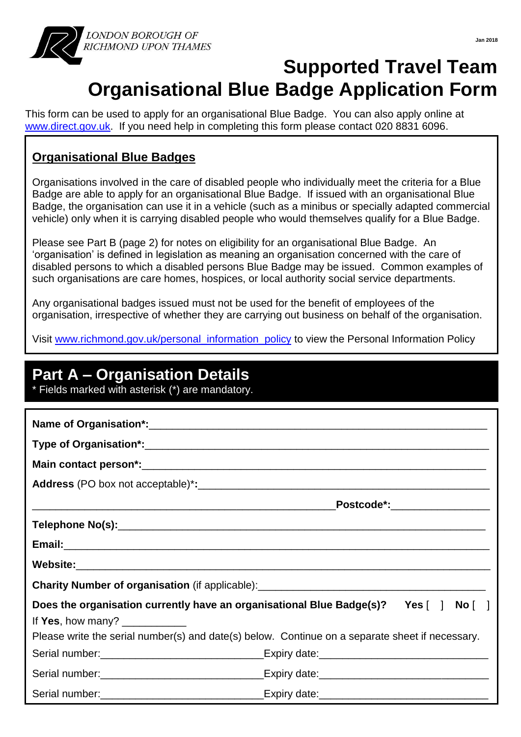LONDON BOROUGH OF RICHMOND UPON THAMES

Jan 2018

# Supported Travel Team
# Organisational Blue Badge Application Form

This form can be used to apply for an organisational Blue Badge. You can also apply online at www.direct.gov.uk. If you need help in completing this form please contact 020 8831 6096.

## Organisational Blue Badges

Organisations involved in the care of disabled people who individually meet the criteria for a Blue Badge are able to apply for an organisational Blue Badge. If issued with an organisational Blue Badge, the organisation can use it in a vehicle (such as a minibus or specially adapted commercial vehicle) only when it is carrying disabled people who would themselves qualify for a Blue Badge.

Please see Part B (page 2) for notes on eligibility for an organisational Blue Badge. An 'organisation' is defined in legislation as meaning an organisation concerned with the care of disabled persons to which a disabled persons Blue Badge may be issued. Common examples of such organisations are care homes, hospices, or local authority social service departments.

Any organisational badges issued must not be used for the benefit of employees of the organisation, irrespective of whether they are carrying out business on behalf of the organisation.

Visit www.richmond.gov.uk/personal_information_policy to view the Personal Information Policy

## Part A – Organisation Details

* Fields marked with asterisk (*) are mandatory.

**Name of Organisation*:**______________________________

**Type of Organisation*:**______________________________

**Main contact person*:**______________________________

**Address** (PO box not acceptable)*:______________________________

______________________________ **Postcode*:**______________

**Telephone No(s):**______________________________

**Email:**______________________________

**Website:**______________________________

**Charity Number of organisation** (if applicable):______________________________

**Does the organisation currently have an organisational Blue Badge(s)?** **Yes** [ ] **No** [ ]

If **Yes**, how many? ___________

Please write the serial number(s) and date(s) below. Continue on a separate sheet if necessary.

Serial number:______________________ Expiry date:______________________

Serial number:______________________ Expiry date:______________________

Serial number:______________________ Expiry date:______________________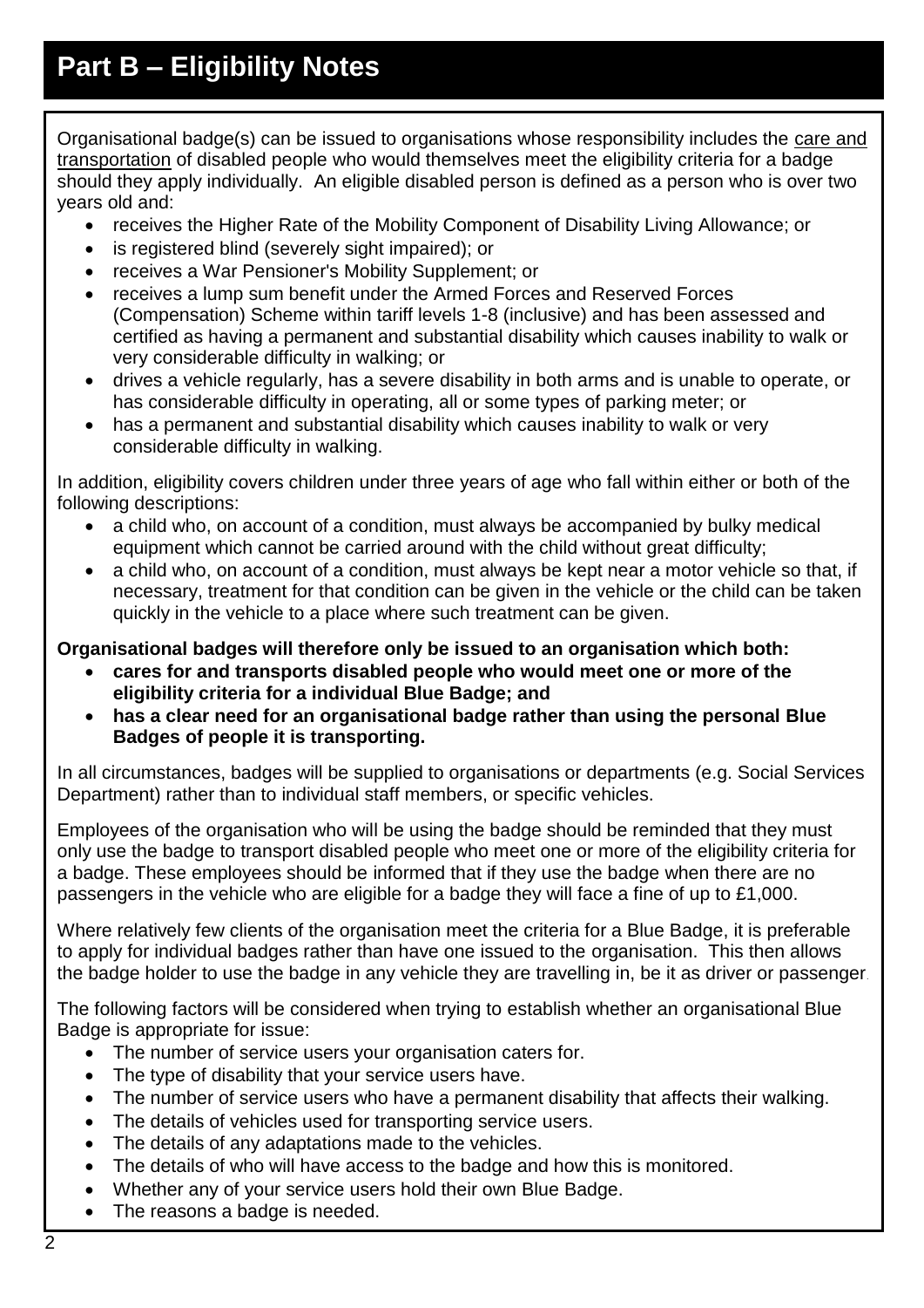# Part B – Eligibility Notes

Organisational badge(s) can be issued to organisations whose responsibility includes the care and transportation of disabled people who would themselves meet the eligibility criteria for a badge should they apply individually. An eligible disabled person is defined as a person who is over two years old and:

- receives the Higher Rate of the Mobility Component of Disability Living Allowance; or
- is registered blind (severely sight impaired); or
- receives a War Pensioner's Mobility Supplement; or
- receives a lump sum benefit under the Armed Forces and Reserved Forces (Compensation) Scheme within tariff levels 1-8 (inclusive) and has been assessed and certified as having a permanent and substantial disability which causes inability to walk or very considerable difficulty in walking; or
- drives a vehicle regularly, has a severe disability in both arms and is unable to operate, or has considerable difficulty in operating, all or some types of parking meter; or
- has a permanent and substantial disability which causes inability to walk or very considerable difficulty in walking.

In addition, eligibility covers children under three years of age who fall within either or both of the following descriptions:

- a child who, on account of a condition, must always be accompanied by bulky medical equipment which cannot be carried around with the child without great difficulty;
- a child who, on account of a condition, must always be kept near a motor vehicle so that, if necessary, treatment for that condition can be given in the vehicle or the child can be taken quickly in the vehicle to a place where such treatment can be given.

**Organisational badges will therefore only be issued to an organisation which both:**

- **cares for and transports disabled people who would meet one or more of the eligibility criteria for a individual Blue Badge; and**
- **has a clear need for an organisational badge rather than using the personal Blue Badges of people it is transporting.**

In all circumstances, badges will be supplied to organisations or departments (e.g. Social Services Department) rather than to individual staff members, or specific vehicles.

Employees of the organisation who will be using the badge should be reminded that they must only use the badge to transport disabled people who meet one or more of the eligibility criteria for a badge. These employees should be informed that if they use the badge when there are no passengers in the vehicle who are eligible for a badge they will face a fine of up to £1,000.

Where relatively few clients of the organisation meet the criteria for a Blue Badge, it is preferable to apply for individual badges rather than have one issued to the organisation. This then allows the badge holder to use the badge in any vehicle they are travelling in, be it as driver or passenger.

The following factors will be considered when trying to establish whether an organisational Blue Badge is appropriate for issue:

- The number of service users your organisation caters for.
- The type of disability that your service users have.
- The number of service users who have a permanent disability that affects their walking.
- The details of vehicles used for transporting service users.
- The details of any adaptations made to the vehicles.
- The details of who will have access to the badge and how this is monitored.
- Whether any of your service users hold their own Blue Badge.
- The reasons a badge is needed.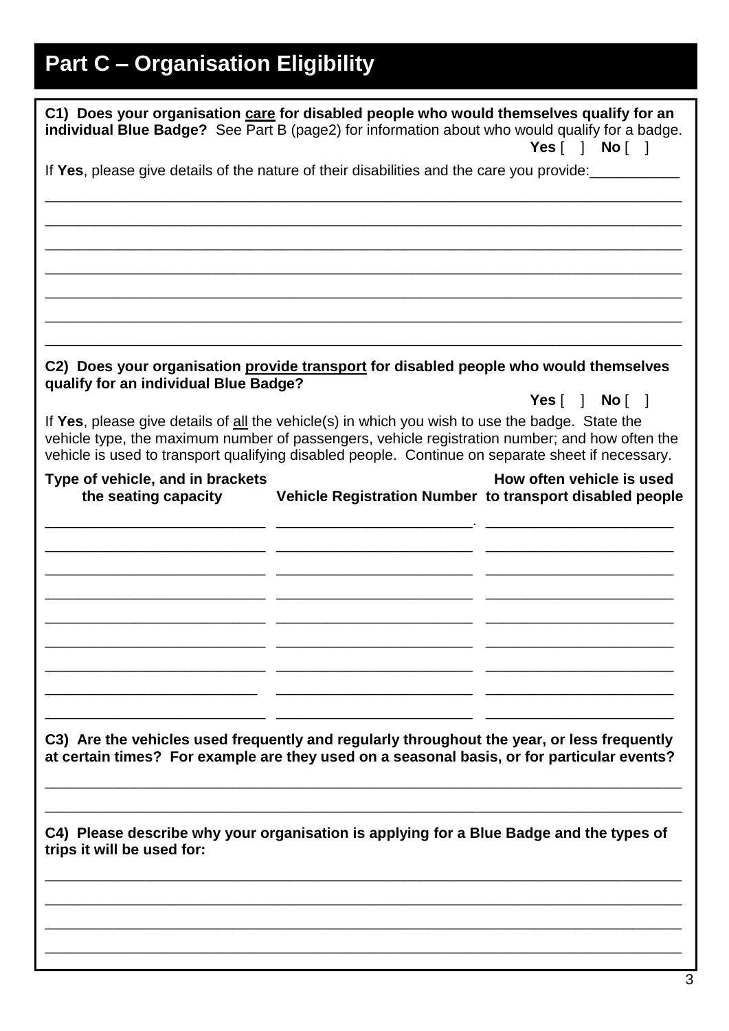## Part C – Organisation Eligibility

**C1) Does your organisation <u>care</u> for disabled people who would themselves qualify for an individual Blue Badge?** See Part B (page2) for information about who would qualify for a badge.

**Yes** [ ] **No** [ ]

If **Yes**, please give details of the nature of their disabilities and the care you provide:___________

_______________________________________________________________________________

_______________________________________________________________________________

_______________________________________________________________________________

_______________________________________________________________________________

_______________________________________________________________________________

_______________________________________________________________________________

_______________________________________________________________________________

**C2) Does your organisation <u>provide transport</u> for disabled people who would themselves qualify for an individual Blue Badge?**

**Yes** [ ] **No** [ ]

If **Yes**, please give details of <u>all</u> the vehicle(s) in which you wish to use the badge. State the vehicle type, the maximum number of passengers, vehicle registration number; and how often the vehicle is used to transport qualifying disabled people. Continue on separate sheet if necessary.

| Type of vehicle, and in brackets the seating capacity | Vehicle Registration Number | How often vehicle is used to transport disabled people |
|---|---|---|
| | | |
| | | |
| | | |
| | | |
| | | |
| | | |
| | | |
| | | |
| | | |

**C3) Are the vehicles used frequently and regularly throughout the year, or less frequently at certain times? For example are they used on a seasonal basis, or for particular events?**

_______________________________________________________________________________

_______________________________________________________________________________

**C4) Please describe why your organisation is applying for a Blue Badge and the types of trips it will be used for:**

_______________________________________________________________________________

_______________________________________________________________________________

_______________________________________________________________________________

_______________________________________________________________________________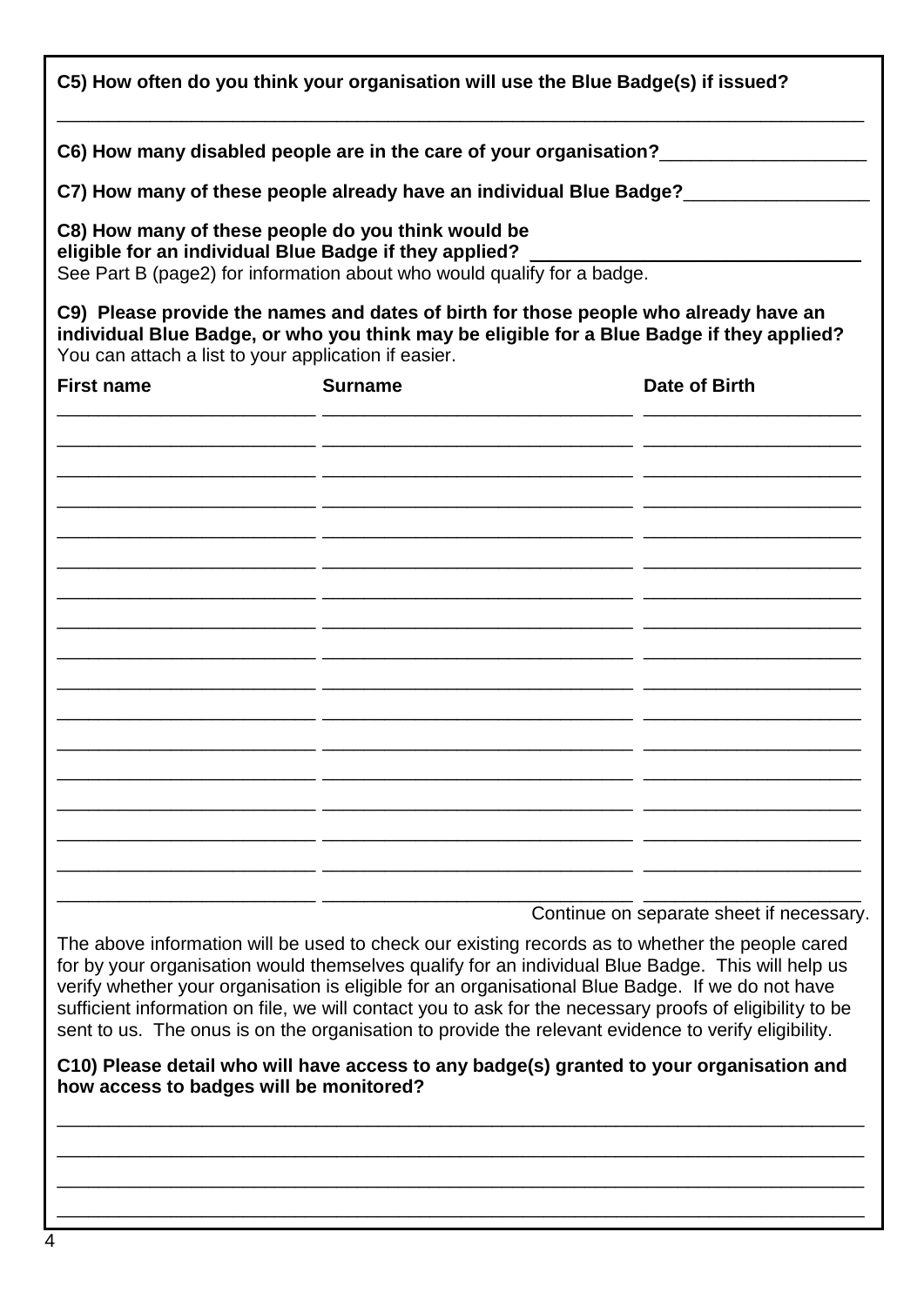**C5) How often do you think your organisation will use the Blue Badge(s) if issued?**

\_\_\_\_\_\_\_\_\_\_\_\_\_\_\_\_\_\_\_\_\_\_\_\_\_\_\_\_\_\_\_\_\_\_\_\_\_\_\_\_\_\_\_\_\_\_\_\_\_\_\_\_\_\_\_\_\_\_\_\_\_\_\_\_\_\_\_\_\_\_\_\_\_\_\_\_\_\_

**C6) How many disabled people are in the care of your organisation?**\_\_\_\_\_\_\_\_\_\_\_\_\_\_\_\_\_\_\_\_

**C7) How many of these people already have an individual Blue Badge?**\_\_\_\_\_\_\_\_\_\_\_\_\_\_\_\_\_\_

**C8) How many of these people do you think would be eligible for an individual Blue Badge if they applied?** \_\_\_\_\_\_\_\_\_\_\_\_\_\_\_\_\_\_\_\_\_\_\_\_\_\_\_\_\_\_\_\_

See Part B (page2) for information about who would qualify for a badge.

**C9) Please provide the names and dates of birth for those people who already have an individual Blue Badge, or who you think may be eligible for a Blue Badge if they applied?**
You can attach a list to your application if easier.

| First name | Surname | Date of Birth |
| --- | --- | --- |
| | | |
| | | |
| | | |
| | | |
| | | |
| | | |
| | | |
| | | |
| | | |
| | | |
| | | |
| | | |
| | | |
| | | |
| | | |
| | | |
| | | |

Continue on separate sheet if necessary.

The above information will be used to check our existing records as to whether the people cared for by your organisation would themselves qualify for an individual Blue Badge. This will help us verify whether your organisation is eligible for an organisational Blue Badge. If we do not have sufficient information on file, we will contact you to ask for the necessary proofs of eligibility to be sent to us. The onus is on the organisation to provide the relevant evidence to verify eligibility.

**C10) Please detail who will have access to any badge(s) granted to your organisation and how access to badges will be monitored?**

\_\_\_\_\_\_\_\_\_\_\_\_\_\_\_\_\_\_\_\_\_\_\_\_\_\_\_\_\_\_\_\_\_\_\_\_\_\_\_\_\_\_\_\_\_\_\_\_\_\_\_\_\_\_\_\_\_\_\_\_\_\_\_\_\_\_\_\_\_\_\_\_\_\_\_\_\_\_

\_\_\_\_\_\_\_\_\_\_\_\_\_\_\_\_\_\_\_\_\_\_\_\_\_\_\_\_\_\_\_\_\_\_\_\_\_\_\_\_\_\_\_\_\_\_\_\_\_\_\_\_\_\_\_\_\_\_\_\_\_\_\_\_\_\_\_\_\_\_\_\_\_\_\_\_\_\_

\_\_\_\_\_\_\_\_\_\_\_\_\_\_\_\_\_\_\_\_\_\_\_\_\_\_\_\_\_\_\_\_\_\_\_\_\_\_\_\_\_\_\_\_\_\_\_\_\_\_\_\_\_\_\_\_\_\_\_\_\_\_\_\_\_\_\_\_\_\_\_\_\_\_\_\_\_\_

\_\_\_\_\_\_\_\_\_\_\_\_\_\_\_\_\_\_\_\_\_\_\_\_\_\_\_\_\_\_\_\_\_\_\_\_\_\_\_\_\_\_\_\_\_\_\_\_\_\_\_\_\_\_\_\_\_\_\_\_\_\_\_\_\_\_\_\_\_\_\_\_\_\_\_\_\_\_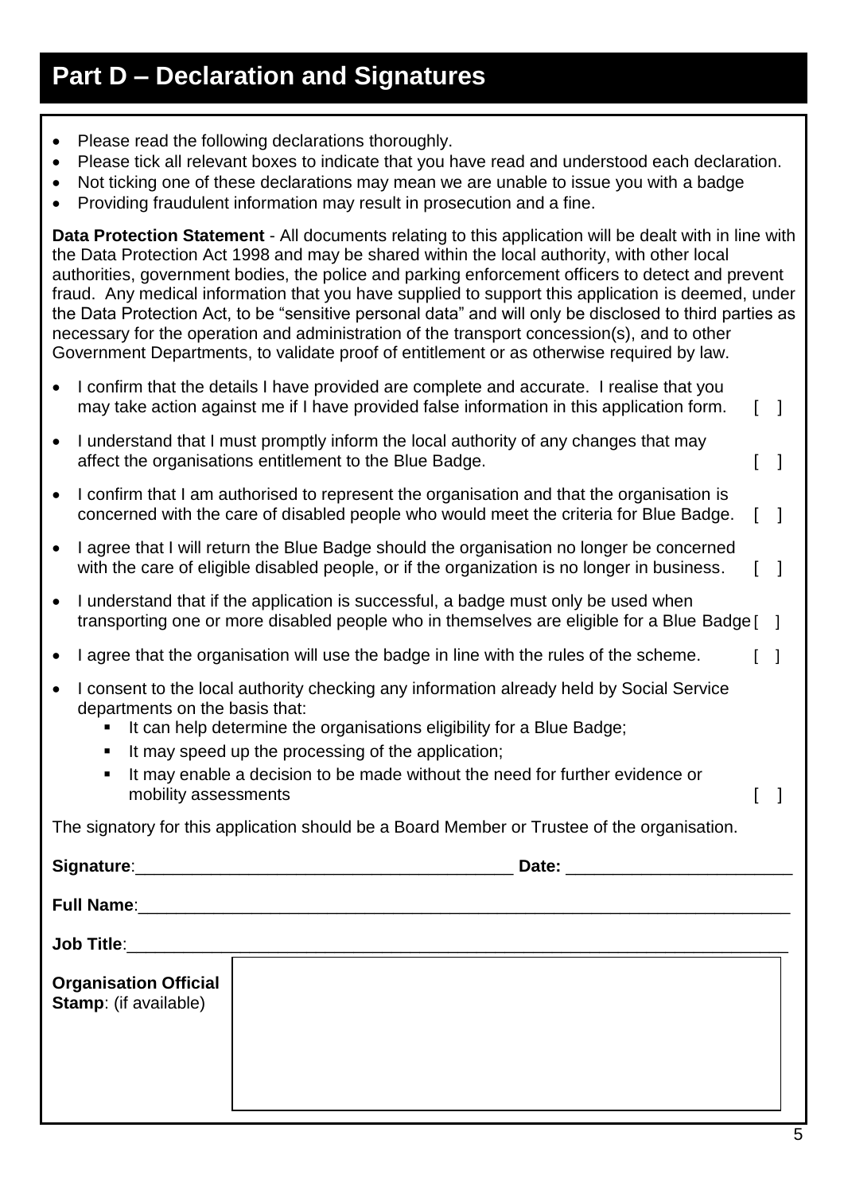## Part D – Declaration and Signatures

- Please read the following declarations thoroughly.
- Please tick all relevant boxes to indicate that you have read and understood each declaration.
- Not ticking one of these declarations may mean we are unable to issue you with a badge
- Providing fraudulent information may result in prosecution and a fine.

**Data Protection Statement** - All documents relating to this application will be dealt with in line with the Data Protection Act 1998 and may be shared within the local authority, with other local authorities, government bodies, the police and parking enforcement officers to detect and prevent fraud. Any medical information that you have supplied to support this application is deemed, under the Data Protection Act, to be "sensitive personal data" and will only be disclosed to third parties as necessary for the operation and administration of the transport concession(s), and to other Government Departments, to validate proof of entitlement or as otherwise required by law.

- I confirm that the details I have provided are complete and accurate. I realise that you may take action against me if I have provided false information in this application form. [ ]
- I understand that I must promptly inform the local authority of any changes that may affect the organisations entitlement to the Blue Badge. [ ]
- I confirm that I am authorised to represent the organisation and that the organisation is concerned with the care of disabled people who would meet the criteria for Blue Badge. [ ]
- I agree that I will return the Blue Badge should the organisation no longer be concerned with the care of eligible disabled people, or if the organization is no longer in business. [ ]
- I understand that if the application is successful, a badge must only be used when transporting one or more disabled people who in themselves are eligible for a Blue Badge [ ]
- I agree that the organisation will use the badge in line with the rules of the scheme. [ ]
- I consent to the local authority checking any information already held by Social Service departments on the basis that:
  - It can help determine the organisations eligibility for a Blue Badge;
  - It may speed up the processing of the application;
  - It may enable a decision to be made without the need for further evidence or mobility assessments [ ]

The signatory for this application should be a Board Member or Trustee of the organisation.

**Signature**:________________________________________ **Date:** ________________________

**Full Name**:______________________________________________________________________

**Job Title**:_______________________________________________________________________

**Organisation Official Stamp**: (if available)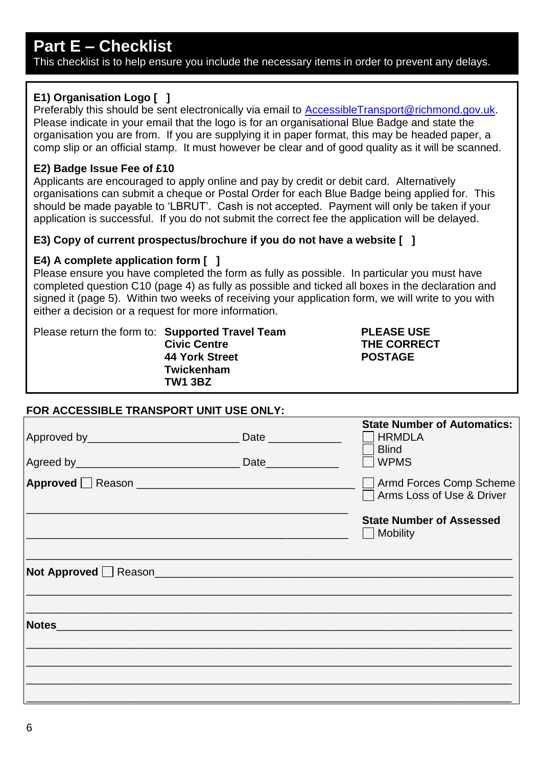# Part E – Checklist

This checklist is to help ensure you include the necessary items in order to prevent any delays.

**E1) Organisation Logo [ ]**
Preferably this should be sent electronically via email to AccessibleTransport@richmond.gov.uk. Please indicate in your email that the logo is for an organisational Blue Badge and state the organisation you are from. If you are supplying it in paper format, this may be headed paper, a comp slip or an official stamp. It must however be clear and of good quality as it will be scanned.

**E2) Badge Issue Fee of £10**
Applicants are encouraged to apply online and pay by credit or debit card. Alternatively organisations can submit a cheque or Postal Order for each Blue Badge being applied for. This should be made payable to 'LBRUT'. Cash is not accepted. Payment will only be taken if your application is successful. If you do not submit the correct fee the application will be delayed.

**E3) Copy of current prospectus/brochure if you do not have a website [ ]**

**E4) A complete application form [ ]**
Please ensure you have completed the form as fully as possible. In particular you must have completed question C10 (page 4) as fully as possible and ticked all boxes in the declaration and signed it (page 5). Within two weeks of receiving your application form, we will write to you with either a decision or a request for more information.

Please return the form to:
**Supported Travel Team**
**Civic Centre**
**44 York Street**
**Twickenham**
**TW1 3BZ**

**PLEASE USE THE CORRECT POSTAGE**

**FOR ACCESSIBLE TRANSPORT UNIT USE ONLY:**

Approved by________________________ Date ____________

Agreed by__________________________ Date____________

**Approved** ☐ Reason ____________________________________

______________________________________________________

______________________________________________________

**State Number of Automatics:**
- ☐ HRMDLA
- ☐ Blind
- ☐ WPMS
- ☐ Armd Forces Comp Scheme
- ☐ Arms Loss of Use & Driver

**State Number of Assessed**
- ☐ Mobility

______________________________________________________

**Not Approved** ☐ Reason_________________________________

______________________________________________________

______________________________________________________

**Notes**__________________________________________________

______________________________________________________

______________________________________________________

______________________________________________________

______________________________________________________